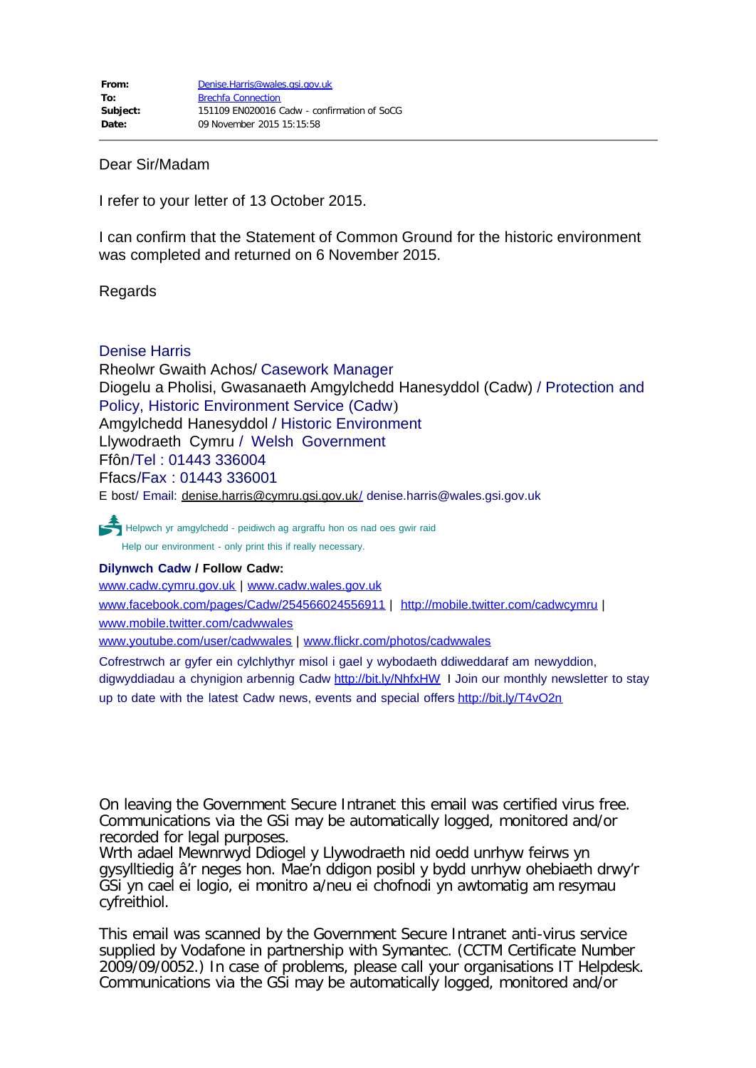| | |
|---|---|
| **From:** | Denise.Harris@wales.gsi.gov.uk |
| **To:** | Brechfa Connection |
| **Subject:** | 151109 EN020016 Cadw - confirmation of SoCG |
| **Date:** | 09 November 2015 15:15:58 |

---

Dear Sir/Madam

I refer to your letter of 13 October 2015.

I can confirm that the Statement of Common Ground for the historic environment was completed and returned on 6 November 2015.

Regards

Denise Harris
Rheolwr Gwaith Achos/ Casework Manager
Diogelu a Pholisi, Gwasanaeth Amgylchedd Hanesyddol (Cadw) / Protection and Policy, Historic Environment Service (Cadw)
Amgylchedd Hanesyddol / Historic Environment
Llywodraeth Cymru / Welsh Government
Ffôn/Tel : 01443 336004
Ffacs/Fax : 01443 336001
E bost/ Email: denise.harris@cymru.gsi.gov.uk/ denise.harris@wales.gsi.gov.uk

Helpwch yr amgylchedd - peidiwch ag argraffu hon os nad oes gwir raid
Help our environment - only print this if really necessary.

**Dilynwch Cadw / Follow Cadw:**
www.cadw.cymru.gov.uk | www.cadw.wales.gov.uk
www.facebook.com/pages/Cadw/254566024556911 | http://mobile.twitter.com/cadwcymru | www.mobile.twitter.com/cadwwales
www.youtube.com/user/cadwwales | www.flickr.com/photos/cadwwales
Cofrestrwch ar gyfer ein cylchlythyr misol i gael y wybodaeth ddiweddaraf am newyddion, digwyddiadau a chynigion arbennig Cadw http://bit.ly/NhfxHW I Join our monthly newsletter to stay up to date with the latest Cadw news, events and special offers http://bit.ly/T4vO2n

On leaving the Government Secure Intranet this email was certified virus free. Communications via the GSi may be automatically logged, monitored and/or recorded for legal purposes.
Wrth adael Mewnrwyd Ddiogel y Llywodraeth nid oedd unrhyw feirws yn gysylltiedig â'r neges hon. Mae'n ddigon posibl y bydd unrhyw ohebiaeth drwy'r GSi yn cael ei logio, ei monitro a/neu ei chofnodi yn awtomatig am resymau cyfreithiol.

This email was scanned by the Government Secure Intranet anti-virus service supplied by Vodafone in partnership with Symantec. (CCTM Certificate Number 2009/09/0052.) In case of problems, please call your organisations IT Helpdesk. Communications via the GSi may be automatically logged, monitored and/or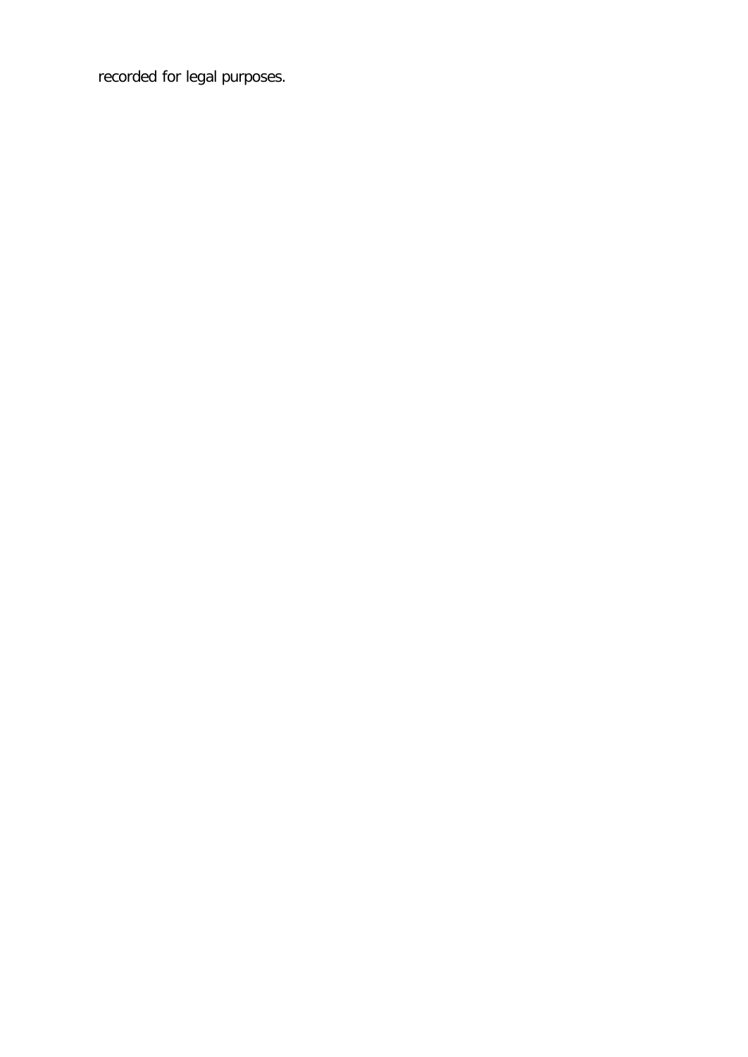recorded for legal purposes.